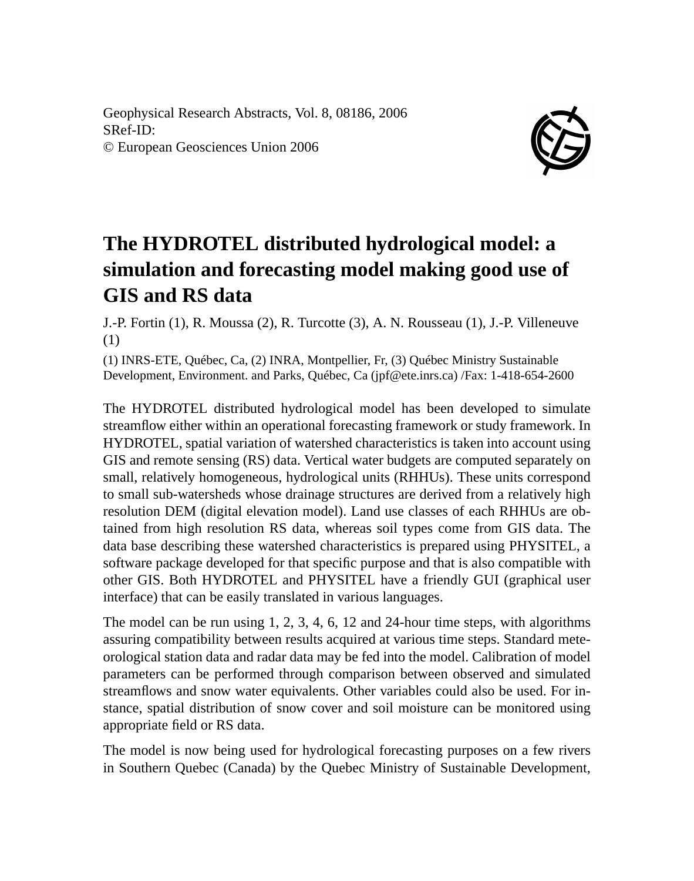Geophysical Research Abstracts, Vol. 8, 08186, 2006
SRef-ID:
© European Geosciences Union 2006

# The HYDROTEL distributed hydrological model: a simulation and forecasting model making good use of GIS and RS data

J.-P. Fortin (1), R. Moussa (2), R. Turcotte (3), A. N. Rousseau (1), J.-P. Villeneuve (1)

(1) INRS-ETE, Québec, Ca, (2) INRA, Montpellier, Fr, (3) Québec Ministry Sustainable Development, Environment. and Parks, Québec, Ca (jpf@ete.inrs.ca) /Fax: 1-418-654-2600

The HYDROTEL distributed hydrological model has been developed to simulate streamflow either within an operational forecasting framework or study framework. In HYDROTEL, spatial variation of watershed characteristics is taken into account using GIS and remote sensing (RS) data. Vertical water budgets are computed separately on small, relatively homogeneous, hydrological units (RHHUs). These units correspond to small sub-watersheds whose drainage structures are derived from a relatively high resolution DEM (digital elevation model). Land use classes of each RHHUs are obtained from high resolution RS data, whereas soil types come from GIS data. The data base describing these watershed characteristics is prepared using PHYSITEL, a software package developed for that specific purpose and that is also compatible with other GIS. Both HYDROTEL and PHYSITEL have a friendly GUI (graphical user interface) that can be easily translated in various languages.

The model can be run using 1, 2, 3, 4, 6, 12 and 24-hour time steps, with algorithms assuring compatibility between results acquired at various time steps. Standard meteorological station data and radar data may be fed into the model. Calibration of model parameters can be performed through comparison between observed and simulated streamflows and snow water equivalents. Other variables could also be used. For instance, spatial distribution of snow cover and soil moisture can be monitored using appropriate field or RS data.

The model is now being used for hydrological forecasting purposes on a few rivers in Southern Quebec (Canada) by the Quebec Ministry of Sustainable Development,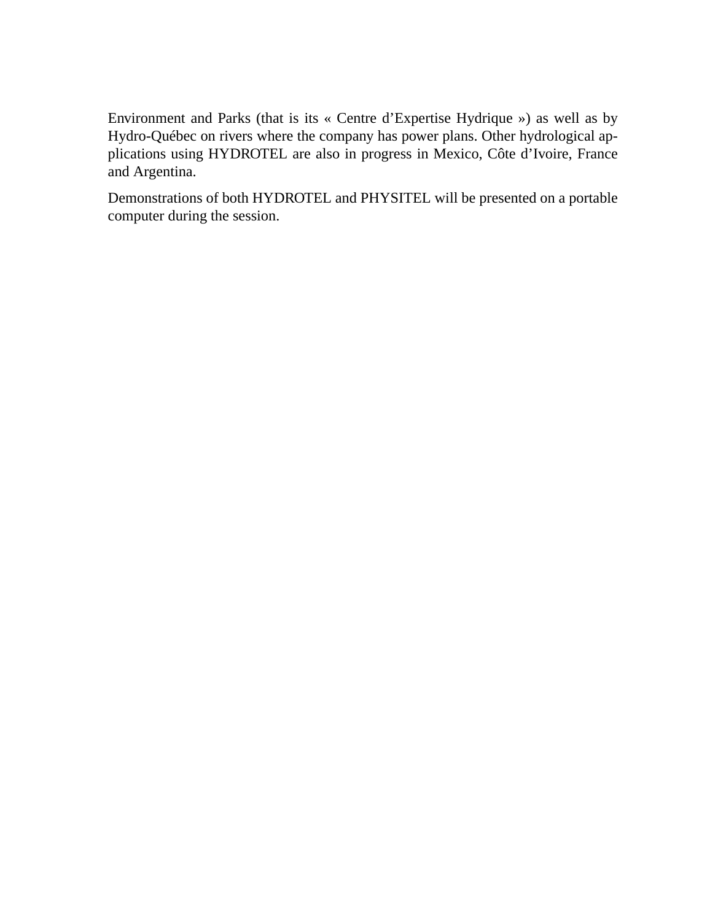Environment and Parks (that is its « Centre d'Expertise Hydrique ») as well as by Hydro-Québec on rivers where the company has power plans. Other hydrological applications using HYDROTEL are also in progress in Mexico, Côte d'Ivoire, France and Argentina.

Demonstrations of both HYDROTEL and PHYSITEL will be presented on a portable computer during the session.